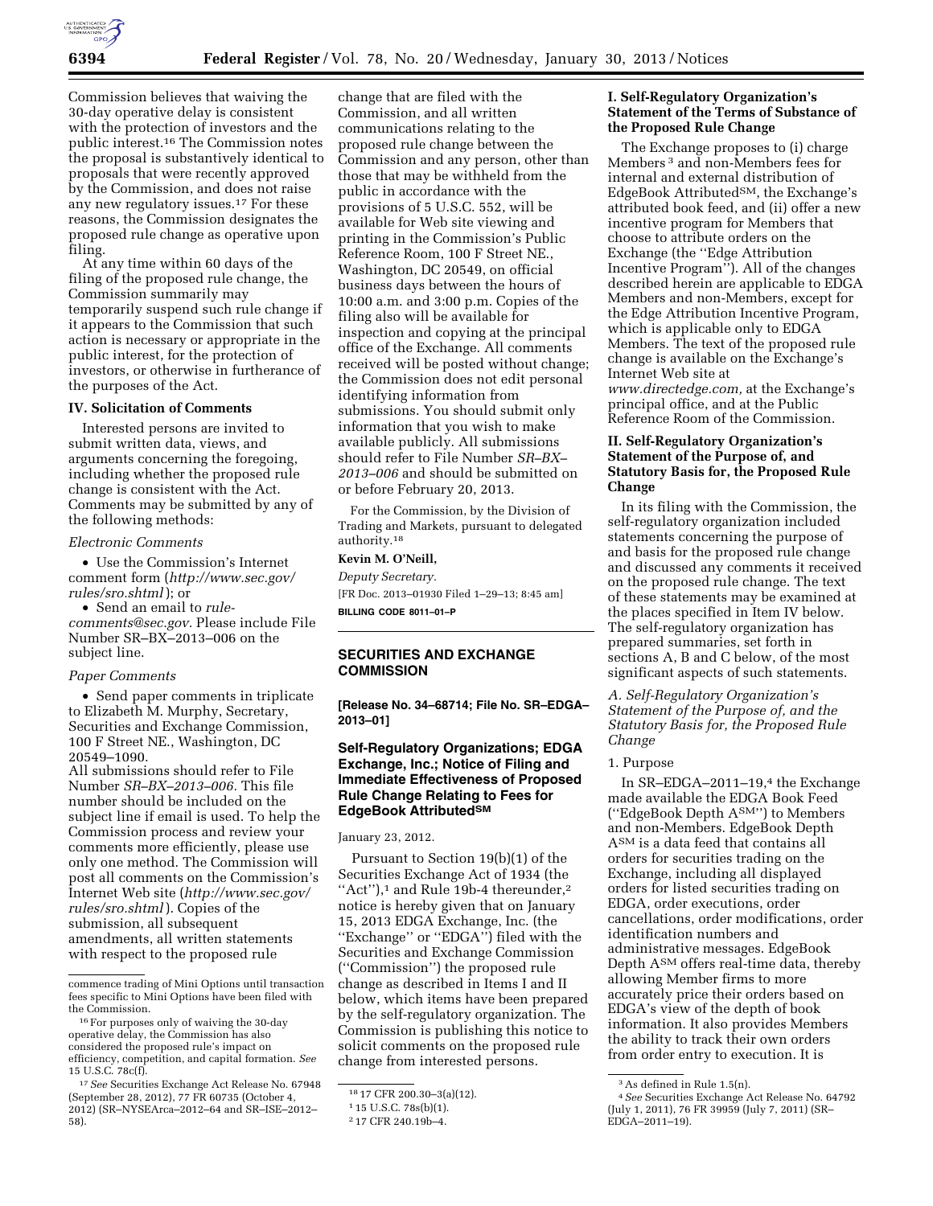Commission believes that waiving the 30-day operative delay is consistent with the protection of investors and the public interest.[16] The Commission notes the proposal is substantively identical to proposals that were recently approved by the Commission, and does not raise any new regulatory issues.[17] For these reasons, the Commission designates the proposed rule change as operative upon filing.

At any time within 60 days of the filing of the proposed rule change, the Commission summarily may temporarily suspend such rule change if it appears to the Commission that such action is necessary or appropriate in the public interest, for the protection of investors, or otherwise in furtherance of the purposes of the Act.

## IV. Solicitation of Comments

Interested persons are invited to submit written data, views, and arguments concerning the foregoing, including whether the proposed rule change is consistent with the Act. Comments may be submitted by any of the following methods:

*Electronic Comments*

- Use the Commission's Internet comment form (*http://www.sec.gov/rules/sro.shtml*); or
- Send an email to *rule-comments@sec.gov*. Please include File Number SR–BX–2013–006 on the subject line.

*Paper Comments*

- Send paper comments in triplicate to Elizabeth M. Murphy, Secretary, Securities and Exchange Commission, 100 F Street NE., Washington, DC 20549–1090.

All submissions should refer to File Number *SR–BX–2013–006.* This file number should be included on the subject line if email is used. To help the Commission process and review your comments more efficiently, please use only one method. The Commission will post all comments on the Commission's Internet Web site (*http://www.sec.gov/rules/sro.shtml*). Copies of the submission, all subsequent amendments, all written statements with respect to the proposed rule change that are filed with the Commission, and all written communications relating to the proposed rule change between the Commission and any person, other than those that may be withheld from the public in accordance with the provisions of 5 U.S.C. 552, will be available for Web site viewing and printing in the Commission's Public Reference Room, 100 F Street NE., Washington, DC 20549, on official business days between the hours of 10:00 a.m. and 3:00 p.m. Copies of the filing also will be available for inspection and copying at the principal office of the Exchange. All comments received will be posted without change; the Commission does not edit personal identifying information from submissions. You should submit only information that you wish to make available publicly. All submissions should refer to File Number *SR–BX–2013–006* and should be submitted on or before February 20, 2013.

For the Commission, by the Division of Trading and Markets, pursuant to delegated authority.[18]

**Kevin M. O'Neill,**

*Deputy Secretary.*

[FR Doc. 2013–01930 Filed 1–29–13; 8:45 am]

**BILLING CODE 8011–01–P**

---

[16] For purposes only of waiving the 30-day operative delay, the Commission has also considered the proposed rule's impact on efficiency, competition, and capital formation. *See* 15 U.S.C. 78c(f).

[17] *See* Securities Exchange Act Release No. 67948 (September 28, 2012), 77 FR 60735 (October 4, 2012) (SR–NYSEArca–2012–64 and SR–ISE–2012–58).

[18] 17 CFR 200.30–3(a)(12).

---

## SECURITIES AND EXCHANGE COMMISSION

**[Release No. 34–68714; File No. SR–EDGA–2013–01]**

## Self-Regulatory Organizations; EDGA Exchange, Inc.; Notice of Filing and Immediate Effectiveness of Proposed Rule Change Relating to Fees for EdgeBook Attributed℠

January 23, 2012.

Pursuant to Section 19(b)(1) of the Securities Exchange Act of 1934 (the "Act"),[1] and Rule 19b-4 thereunder,[2] notice is hereby given that on January 15, 2013 EDGA Exchange, Inc. (the "Exchange" or "EDGA") filed with the Securities and Exchange Commission ("Commission") the proposed rule change as described in Items I and II below, which items have been prepared by the self-regulatory organization. The Commission is publishing this notice to solicit comments on the proposed rule change from interested persons.

### I. Self-Regulatory Organization's Statement of the Terms of Substance of the Proposed Rule Change

The Exchange proposes to (i) charge Members[3] and non-Members fees for internal and external distribution of EdgeBook Attributed℠, the Exchange's attributed book feed, and (ii) offer a new incentive program for Members that choose to attribute orders on the Exchange (the "Edge Attribution Incentive Program"). All of the changes described herein are applicable to EDGA Members and non-Members, except for the Edge Attribution Incentive Program, which is applicable only to EDGA Members. The text of the proposed rule change is available on the Exchange's Internet Web site at *www.directedge.com,* at the Exchange's principal office, and at the Public Reference Room of the Commission.

### II. Self-Regulatory Organization's Statement of the Purpose of, and Statutory Basis for, the Proposed Rule Change

In its filing with the Commission, the self-regulatory organization included statements concerning the purpose of and basis for the proposed rule change and discussed any comments it received on the proposed rule change. The text of these statements may be examined at the places specified in Item IV below. The self-regulatory organization has prepared summaries, set forth in sections A, B and C below, of the most significant aspects of such statements.

*A. Self-Regulatory Organization's Statement of the Purpose of, and the Statutory Basis for, the Proposed Rule Change*

1. Purpose

In SR–EDGA–2011–19,[4] the Exchange made available the EDGA Book Feed ("EdgeBook Depth A℠") to Members and non-Members. EdgeBook Depth A℠ is a data feed that contains all orders for securities trading on the Exchange, including all displayed orders for listed securities trading on EDGA, order executions, order cancellations, order modifications, order identification numbers and administrative messages. EdgeBook Depth A℠ offers real-time data, thereby allowing Member firms to more accurately price their orders based on EDGA's view of the depth of book information. It also provides Members the ability to track their own orders from order entry to execution. It is

---

[1] 15 U.S.C. 78s(b)(1).

[2] 17 CFR 240.19b–4.

[3] As defined in Rule 1.5(n).

[4] *See* Securities Exchange Act Release No. 64792 (July 1, 2011), 76 FR 39959 (July 7, 2011) (SR–EDGA–2011–19).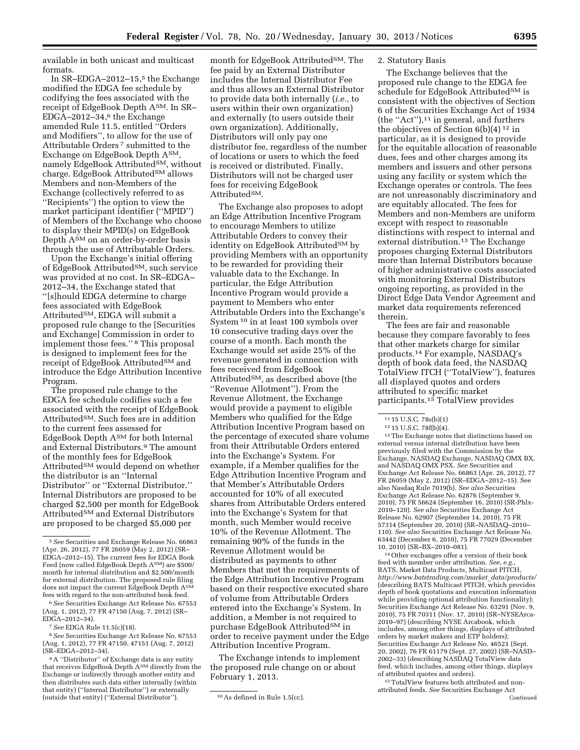available in both unicast and multicast formats.

In SR–EDGA–2012–15,[5] the Exchange modified the EDGA fee schedule by codifying the fees associated with the receipt of EdgeBook Depth A℠. In SR–EDGA–2012–34,[6] the Exchange amended Rule 11.5, entitled "Orders and Modifiers", to allow for the use of Attributable Orders[7] submitted to the Exchange on EdgeBook Depth A℠, namely EdgeBook Attributed℠, without charge. EdgeBook Attributed℠ allows Members and non-Members of the Exchange (collectively referred to as "Recipients") the option to view the market participant identifier ("MPID") of Members of the Exchange who choose to display their MPID(s) on EdgeBook Depth A℠ on an order-by-order basis through the use of Attributable Orders.

Upon the Exchange's initial offering of EdgeBook Attributed℠, such service was provided at no cost. In SR–EDGA–2012–34, the Exchange stated that "[s]hould EDGA determine to charge fees associated with EdgeBook Attributed℠, EDGA will submit a proposed rule change to the [Securities and Exchange] Commission in order to implement those fees."[8] This proposal is designed to implement fees for the receipt of EdgeBook Attributed℠ and introduce the Edge Attribution Incentive Program.

The proposed rule change to the EDGA fee schedule codifies such a fee associated with the receipt of EdgeBook Attributed℠. Such fees are in addition to the current fees assessed for EdgeBook Depth A℠ for both Internal and External Distributors.[9] The amount of the monthly fees for EdgeBook Attributed℠ would depend on whether the distributor is an "Internal Distributor" or "External Distributor." Internal Distributors are proposed to be charged $2,500 per month for EdgeBook Attributed℠ and External Distributors are proposed to be charged $5,000 per month for EdgeBook Attributed℠. The fee paid by an External Distributor includes the Internal Distributor Fee and thus allows an External Distributor to provide data both internally (*i.e.,* to users within their own organization) and externally (to users outside their own organization). Additionally, Distributors will only pay one distributor fee, regardless of the number of locations or users to which the feed is received or distributed. Finally, Distributors will not be charged user fees for receiving EdgeBook Attributed℠.

The Exchange also proposes to adopt an Edge Attribution Incentive Program to encourage Members to utilize Attributable Orders to convey their identity on EdgeBook Attributed℠ by providing Members with an opportunity to be rewarded for providing their valuable data to the Exchange. In particular, the Edge Attribution Incentive Program would provide a payment to Members who enter Attributable Orders into the Exchange's System[10] in at least 100 symbols over 10 consecutive trading days over the course of a month. Each month the Exchange would set aside 25% of the revenue generated in connection with fees received from EdgeBook Attributed℠, as described above (the "Revenue Allotment"). From the Revenue Allotment, the Exchange would provide a payment to eligible Members who qualified for the Edge Attribution Incentive Program based on the percentage of executed share volume from their Attributable Orders entered into the Exchange's System. For example, if a Member qualifies for the Edge Attribution Incentive Program and that Member's Attributable Orders accounted for 10% of all executed shares from Attributable Orders entered into the Exchange's System for that month, such Member would receive 10% of the Revenue Allotment. The remaining 90% of the funds in the Revenue Allotment would be distributed as payments to other Members that met the requirements of the Edge Attribution Incentive Program based on their respective executed share of volume from Attributable Orders entered into the Exchange's System. In addition, a Member is not required to purchase EdgeBook Attributed℠ in order to receive payment under the Edge Attribution Incentive Program.

The Exchange intends to implement the proposed rule change on or about February 1, 2013.

2. Statutory Basis

The Exchange believes that the proposed rule change to the EDGA fee schedule for EdgeBook Attributed℠ is consistent with the objectives of Section 6 of the Securities Exchange Act of 1934 (the "Act"),[11] in general, and furthers the objectives of Section 6(b)(4)[12] in particular, as it is designed to provide for the equitable allocation of reasonable dues, fees and other charges among its members and issuers and other persons using any facility or system which the Exchange operates or controls. The fees are not unreasonably discriminatory and are equitably allocated. The fees for Members and non-Members are uniform except with respect to reasonable distinctions with respect to internal and external distribution.[13] The Exchange proposes charging External Distributors more than Internal Distributors because of higher administrative costs associated with monitoring External Distributors ongoing reporting, as provided in the Direct Edge Data Vendor Agreement and market data requirements referenced therein.

The fees are fair and reasonable because they compare favorably to fees that other markets charge for similar products.[14] For example, NASDAQ's depth of book data feed, the NASDAQ TotalView ITCH ("TotalView"), features all displayed quotes and orders attributed to specific market participants.[15] TotalView provides

---

[5] *See* Securities and Exchange Release No. 66863 (Apr. 26, 2012), 77 FR 26059 (May 2, 2012) (SR–EDGA–2012–15). The current fees for EDGA Book Feed (now called EdgeBook Depth A℠) are $500/month for internal distribution and $2,500/month for external distribution. The proposed rule filing does not impact the current EdgeBook Depth A℠ fees with regard to the non-attributed book feed.

[6] *See* Securities Exchange Act Release No. 67553 (Aug. 1, 2012), 77 FR 47150 (Aug. 7, 2012) (SR–EDGA–2012–34).

[7] *See* EDGA Rule 11.5(c)(18).

[8] *See* Securities Exchange Act Release No. 67553 (Aug. 1, 2012), 77 FR 47150, 47151 (Aug. 7, 2012) (SR–EDGA–2012–34).

[9] A "Distributor" of Exchange data is any entity that receives EdgeBook Depth A℠ directly from the Exchange or indirectly through another entity and then distributes such data either internally (within that entity) ("Internal Distributor") or externally (outside that entity) ("External Distributor").

[10] As defined in Rule 1.5(cc).

[11] 15 U.S.C. 78s(b)(1)

[12] 15 U.S.C. 78f(b)(4).

[13] The Exchange notes that distinctions based on external versus internal distribution have been previously filed with the Commission by the Exchange, NASDAQ Exchange, NASDAQ OMX BX, and NASDAQ OMX PSX. *See* Securities and Exchange Act Release No. 66863 (Apr. 26, 2012), 77 FR 26059 (May 2, 2012) (SR–EDGA–2012–15). See also Nasdaq Rule 7019(b). *See also* Securities Exchange Act Release No. 62876 (September 9, 2010), 75 FR 56624 (September 16, 2010) (SR-Phlx-2010–120). *See also* Securities Exchange Act Release No. 62907 (September 14, 2010), 75 FR 57314 (September 20, 2010) (SR–NASDAQ–2010–110). *See also* Securities Exchange Act Release No. 63442 (December 6, 2010), 75 FR 77029 (December 10, 2010) (SR–BX–2010–081).

[14] Other exchanges offer a version of their book feed with member order attribution. *See, e.g.,* BATS, Market Data Products, Multicast PITCH, *http://www.batstrading.com/market_data/products/* (describing BATS Multicast PITCH, which provides depth of book quotations and execution information while providing optional attribution functionality); Securities Exchange Act Release No. 63291 (Nov. 9, 2010), 75 FR 70311 (Nov. 17, 2010) (SR–NYSEArca-2010–97) (describing NYSE Arcabook, which includes, among other things, displays of attributed orders by market makers and ETP holders); Securities Exchange Act Release No. 46521 (Sept. 20, 2002), 76 FR 61179 (Sept. 27, 2002) (SR–NASD–2002–33) (describing NASDAQ TotalView data feed, which includes, among other things, displays of attributed quotes and orders).

[15] TotalView features both attributed and non-attributed feeds. *See* Securities Exchange Act

Continued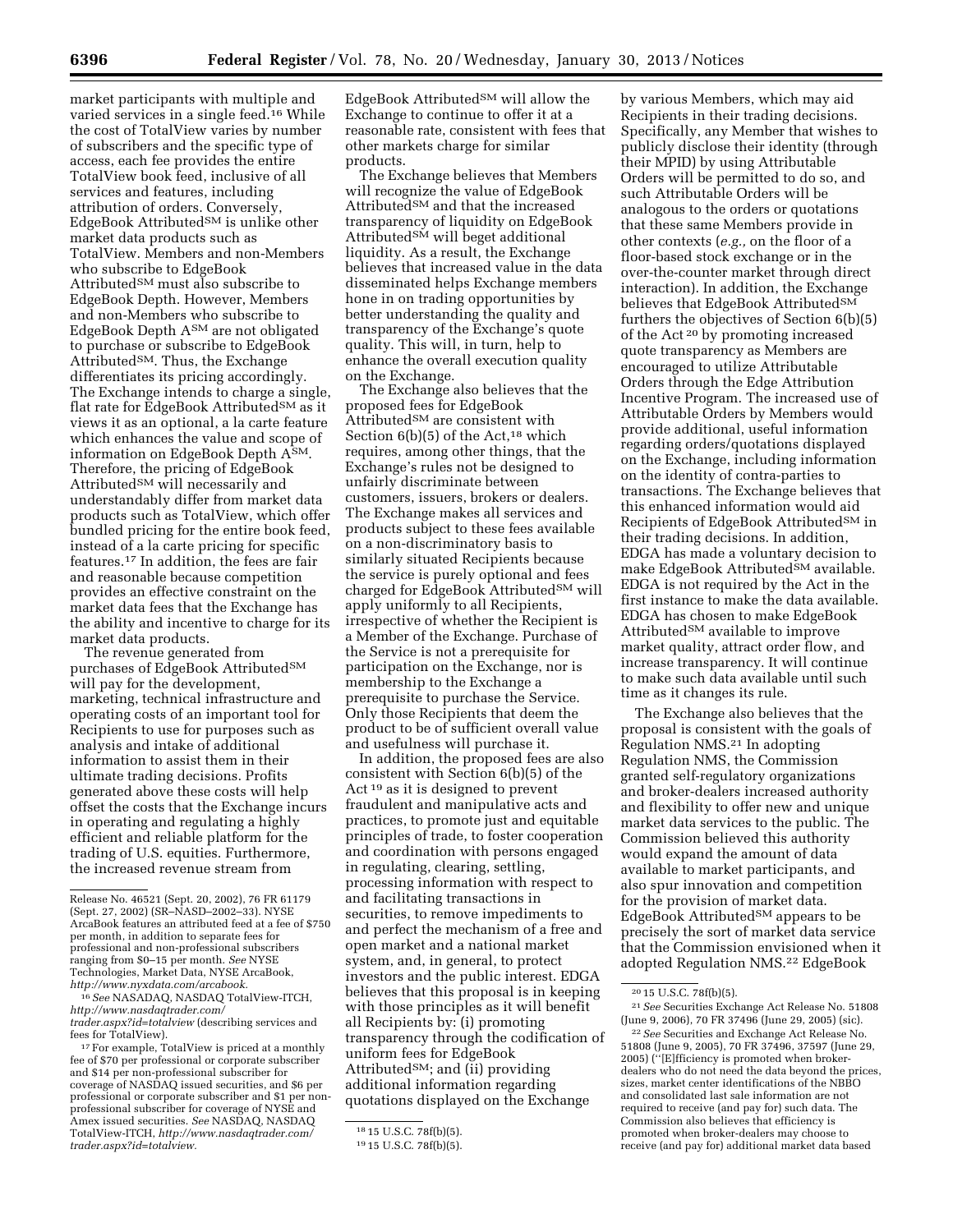market participants with multiple and varied services in a single feed.[16] While the cost of TotalView varies by number of subscribers and the specific type of access, each fee provides the entire TotalView book feed, inclusive of all services and features, including attribution of orders. Conversely, EdgeBook Attributed℠ is unlike other market data products such as TotalView. Members and non-Members who subscribe to EdgeBook Attributed℠ must also subscribe to EdgeBook Depth. However, Members and non-Members who subscribe to EdgeBook Depth A℠ are not obligated to purchase or subscribe to EdgeBook Attributed℠. Thus, the Exchange differentiates its pricing accordingly. The Exchange intends to charge a single, flat rate for EdgeBook Attributed℠ as it views it as an optional, a la carte feature which enhances the value and scope of information on EdgeBook Depth A℠. Therefore, the pricing of EdgeBook Attributed℠ will necessarily and understandably differ from market data products such as TotalView, which offer bundled pricing for the entire book feed, instead of a la carte pricing for specific features.[17] In addition, the fees are fair and reasonable because competition provides an effective constraint on the market data fees that the Exchange has the ability and incentive to charge for its market data products.

The revenue generated from purchases of EdgeBook Attributed℠ will pay for the development, marketing, technical infrastructure and operating costs of an important tool for Recipients to use for purposes such as analysis and intake of additional information to assist them in their ultimate trading decisions. Profits generated above these costs will help offset the costs that the Exchange incurs in operating and regulating a highly efficient and reliable platform for the trading of U.S. equities. Furthermore, the increased revenue stream from EdgeBook Attributed℠ will allow the Exchange to continue to offer it at a reasonable rate, consistent with fees that other markets charge for similar products.

The Exchange believes that Members will recognize the value of EdgeBook Attributed℠ and that the increased transparency of liquidity on EdgeBook Attributed℠ will beget additional liquidity. As a result, the Exchange believes that increased value in the data disseminated helps Exchange members hone in on trading opportunities by better understanding the quality and transparency of the Exchange's quote quality. This will, in turn, help to enhance the overall execution quality on the Exchange.

The Exchange also believes that the proposed fees for EdgeBook Attributed℠ are consistent with Section 6(b)(5) of the Act,[18] which requires, among other things, that the Exchange's rules not be designed to unfairly discriminate between customers, issuers, brokers or dealers. The Exchange makes all services and products subject to these fees available on a non-discriminatory basis to similarly situated Recipients because the service is purely optional and fees charged for EdgeBook Attributed℠ will apply uniformly to all Recipients, irrespective of whether the Recipient is a Member of the Exchange. Purchase of the Service is not a prerequisite for participation on the Exchange, nor is membership to the Exchange a prerequisite to purchase the Service. Only those Recipients that deem the product to be of sufficient overall value and usefulness will purchase it.

In addition, the proposed fees are also consistent with Section 6(b)(5) of the Act [19] as it is designed to prevent fraudulent and manipulative acts and practices, to promote just and equitable principles of trade, to foster cooperation and coordination with persons engaged in regulating, clearing, settling, processing information with respect to and facilitating transactions in securities, to remove impediments to and perfect the mechanism of a free and open market and a national market system, and, in general, to protect investors and the public interest. EDGA believes that this proposal is in keeping with those principles as it will benefit all Recipients by: (i) promoting transparency through the codification of uniform fees for EdgeBook Attributed℠; and (ii) providing additional information regarding quotations displayed on the Exchange by various Members, which may aid Recipients in their trading decisions. Specifically, any Member that wishes to publicly disclose their identity (through their MPID) by using Attributable Orders will be permitted to do so, and such Attributable Orders will be analogous to the orders or quotations that these same Members provide in other contexts (*e.g.,* on the floor of a floor-based stock exchange or in the over-the-counter market through direct interaction). In addition, the Exchange believes that EdgeBook Attributed℠ furthers the objectives of Section 6(b)(5) of the Act [20] by promoting increased quote transparency as Members are encouraged to utilize Attributable Orders through the Edge Attribution Incentive Program. The increased use of Attributable Orders by Members would provide additional, useful information regarding orders/quotations displayed on the Exchange, including information on the identity of contra-parties to transactions. The Exchange believes that this enhanced information would aid Recipients of EdgeBook Attributed℠ in their trading decisions. In addition, EDGA has made a voluntary decision to make EdgeBook Attributed℠ available. EDGA is not required by the Act in the first instance to make the data available. EDGA has chosen to make EdgeBook Attributed℠ available to improve market quality, attract order flow, and increase transparency. It will continue to make such data available until such time as it changes its rule.

The Exchange also believes that the proposal is consistent with the goals of Regulation NMS.[21] In adopting Regulation NMS, the Commission granted self-regulatory organizations and broker-dealers increased authority and flexibility to offer new and unique market data services to the public. The Commission believed this authority would expand the amount of data available to market participants, and also spur innovation and competition for the provision of market data. EdgeBook Attributed℠ appears to be precisely the sort of market data service that the Commission envisioned when it adopted Regulation NMS.[22] EdgeBook

---

Release No. 46521 (Sept. 20, 2002), 76 FR 61179 (Sept. 27, 2002) (SR–NASD–2002–33). NYSE ArcaBook features an attributed feed at a fee of $750 per month, in addition to separate fees for professional and non-professional subscribers ranging from $0–15 per month. *See* NYSE Technologies, Market Data, NYSE ArcaBook, *http://www.nyxdata.com/arcabook.*

[16] *See* NASADAQ, NASDAQ TotalView-ITCH, *http://www.nasdaqtrader.com/trader.aspx?id=totalview* (describing services and fees for TotalView).

[17] For example, TotalView is priced at a monthly fee of $70 per professional or corporate subscriber and $14 per non-professional subscriber for coverage of NASDAQ issued securities, and $6 per professional or corporate subscriber and $1 per non-professional subscriber for coverage of NYSE and Amex issued securities. *See* NASDAQ, NASDAQ TotalView-ITCH, *http://www.nasdaqtrader.com/trader.aspx?id=totalview.*

[18] 15 U.S.C. 78f(b)(5).

[19] 15 U.S.C. 78f(b)(5).

[20] 15 U.S.C. 78f(b)(5).

[21] *See* Securities Exchange Act Release No. 51808 (June 9, 2006), 70 FR 37496 (June 29, 2005) (sic).

[22] *See* Securities and Exchange Act Release No. 51808 (June 9, 2005), 70 FR 37496, 37597 (June 29, 2005) ("[E]fficiency is promoted when broker-dealers who do not need the data beyond the prices, sizes, market center identifications of the NBBO and consolidated last sale information are not required to receive (and pay for) such data. The Commission also believes that efficiency is promoted when broker-dealers may choose to receive (and pay for) additional market data based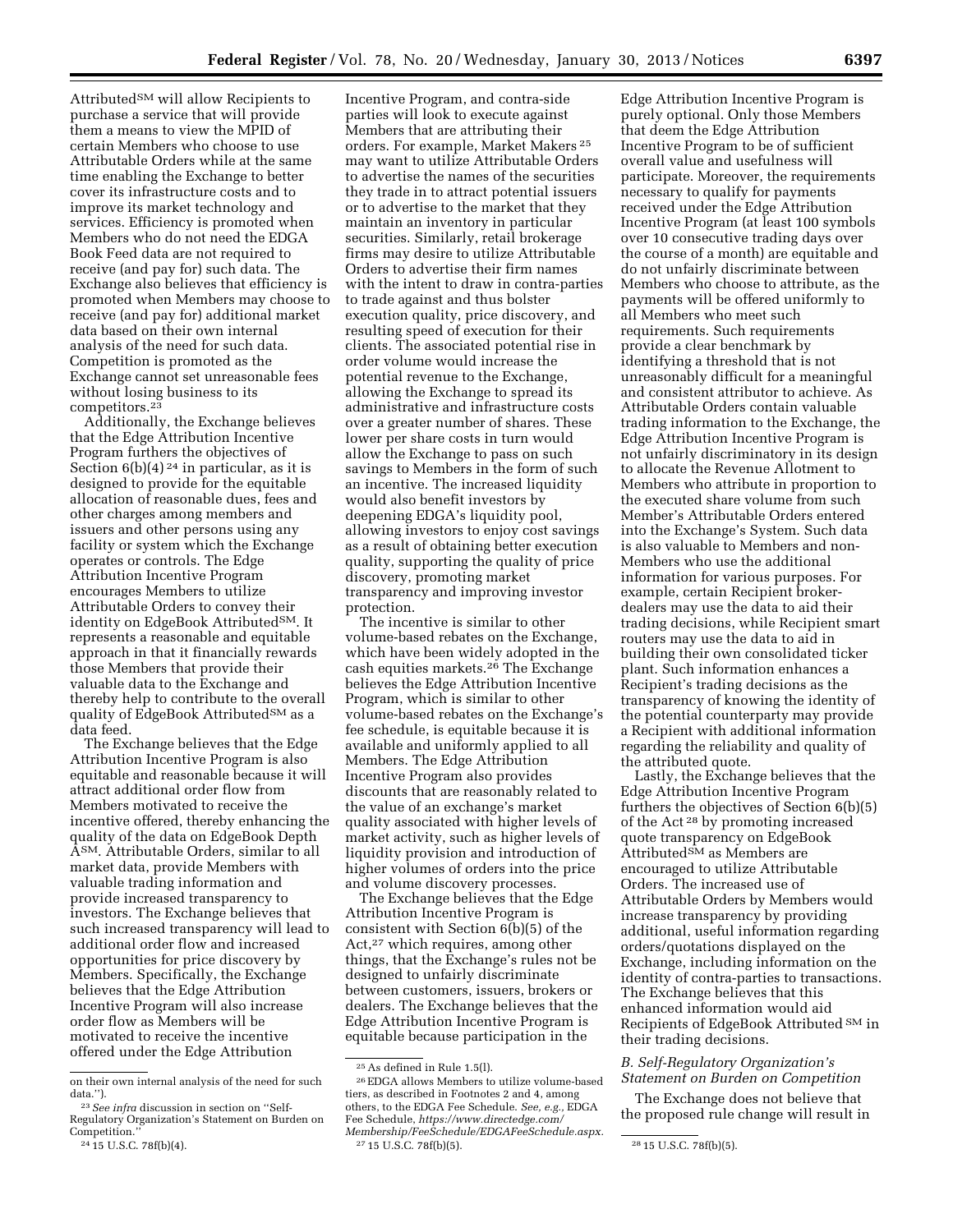Attributed℠ will allow Recipients to purchase a service that will provide them a means to view the MPID of certain Members who choose to use Attributable Orders while at the same time enabling the Exchange to better cover its infrastructure costs and to improve its market technology and services. Efficiency is promoted when Members who do not need the EDGA Book Feed data are not required to receive (and pay for) such data. The Exchange also believes that efficiency is promoted when Members may choose to receive (and pay for) additional market data based on their own internal analysis of the need for such data. Competition is promoted as the Exchange cannot set unreasonable fees without losing business to its competitors.[23]

Additionally, the Exchange believes that the Edge Attribution Incentive Program furthers the objectives of Section 6(b)(4)[24] in particular, as it is designed to provide for the equitable allocation of reasonable dues, fees and other charges among members and issuers and other persons using any facility or system which the Exchange operates or controls. The Edge Attribution Incentive Program encourages Members to utilize Attributable Orders to convey their identity on EdgeBook Attributed℠. It represents a reasonable and equitable approach in that it financially rewards those Members that provide their valuable data to the Exchange and thereby help to contribute to the overall quality of EdgeBook Attributed℠ as a data feed.

The Exchange believes that the Edge Attribution Incentive Program is also equitable and reasonable because it will attract additional order flow from Members motivated to receive the incentive offered, thereby enhancing the quality of the data on EdgeBook Depth A℠. Attributable Orders, similar to all market data, provide Members with valuable trading information and provide increased transparency to investors. The Exchange believes that such increased transparency will lead to additional order flow and increased opportunities for price discovery by Members. Specifically, the Exchange believes that the Edge Attribution Incentive Program will also increase order flow as Members will be motivated to receive the incentive offered under the Edge Attribution Incentive Program, and contra-side parties will look to execute against Members that are attributing their orders. For example, Market Makers[25] may want to utilize Attributable Orders to advertise the names of the securities they trade in to attract potential issuers or to advertise to the market that they maintain an inventory in particular securities. Similarly, retail brokerage firms may desire to utilize Attributable Orders to advertise their firm names with the intent to draw in contra-parties to trade against and thus bolster execution quality, price discovery, and resulting speed of execution for their clients. The associated potential rise in order volume would increase the potential revenue to the Exchange, allowing the Exchange to spread its administrative and infrastructure costs over a greater number of shares. These lower per share costs in turn would allow the Exchange to pass on such savings to Members in the form of such an incentive. The increased liquidity would also benefit investors by deepening EDGA's liquidity pool, allowing investors to enjoy cost savings as a result of obtaining better execution quality, supporting the quality of price discovery, promoting market transparency and improving investor protection.

The incentive is similar to other volume-based rebates on the Exchange, which have been widely adopted in the cash equities markets.[26] The Exchange believes the Edge Attribution Incentive Program, which is similar to other volume-based rebates on the Exchange's fee schedule, is equitable because it is available and uniformly applied to all Members. The Edge Attribution Incentive Program also provides discounts that are reasonably related to the value of an exchange's market quality associated with higher levels of market activity, such as higher levels of liquidity provision and introduction of higher volumes of orders into the price and volume discovery processes.

The Exchange believes that the Edge Attribution Incentive Program is consistent with Section 6(b)(5) of the Act,[27] which requires, among other things, that the Exchange's rules not be designed to unfairly discriminate between customers, issuers, brokers or dealers. The Exchange believes that the Edge Attribution Incentive Program is equitable because participation in the Edge Attribution Incentive Program is purely optional. Only those Members that deem the Edge Attribution Incentive Program to be of sufficient overall value and usefulness will participate. Moreover, the requirements necessary to qualify for payments received under the Edge Attribution Incentive Program (at least 100 symbols over 10 consecutive trading days over the course of a month) are equitable and do not unfairly discriminate between Members who choose to attribute, as the payments will be offered uniformly to all Members who meet such requirements. Such requirements provide a clear benchmark by identifying a threshold that is not unreasonably difficult for a meaningful and consistent attributor to achieve. As Attributable Orders contain valuable trading information to the Exchange, the Edge Attribution Incentive Program is not unfairly discriminatory in its design to allocate the Revenue Allotment to Members who attribute in proportion to the executed share volume from such Member's Attributable Orders entered into the Exchange's System. Such data is also valuable to Members and non-Members who use the additional information for various purposes. For example, certain Recipient broker-dealers may use the data to aid their trading decisions, while Recipient smart routers may use the data to aid in building their own consolidated ticker plant. Such information enhances a Recipient's trading decisions as the transparency of knowing the identity of the potential counterparty may provide a Recipient with additional information regarding the reliability and quality of the attributed quote.

Lastly, the Exchange believes that the Edge Attribution Incentive Program furthers the objectives of Section 6(b)(5) of the Act[28] by promoting increased quote transparency on EdgeBook Attributed℠ as Members are encouraged to utilize Attributable Orders. The increased use of Attributable Orders by Members would increase transparency by providing additional, useful information regarding orders/quotations displayed on the Exchange, including information on the identity of contra-parties to transactions. The Exchange believes that this enhanced information would aid Recipients of EdgeBook Attributed℠ in their trading decisions.

### *B. Self-Regulatory Organization's Statement on Burden on Competition*

The Exchange does not believe that the proposed rule change will result in

---

on their own internal analysis of the need for such data.'').

[23] *See infra* discussion in section on ''Self-Regulatory Organization's Statement on Burden on Competition.''

[24] 15 U.S.C. 78f(b)(4).

[25] As defined in Rule 1.5(l).

[26] EDGA allows Members to utilize volume-based tiers, as described in Footnotes 2 and 4, among others, to the EDGA Fee Schedule. *See, e.g.,* EDGA Fee Schedule, *https://www.directedge.com/Membership/FeeSchedule/EDGAFeeSchedule.aspx.*

[27] 15 U.S.C. 78f(b)(5).

[28] 15 U.S.C. 78f(b)(5).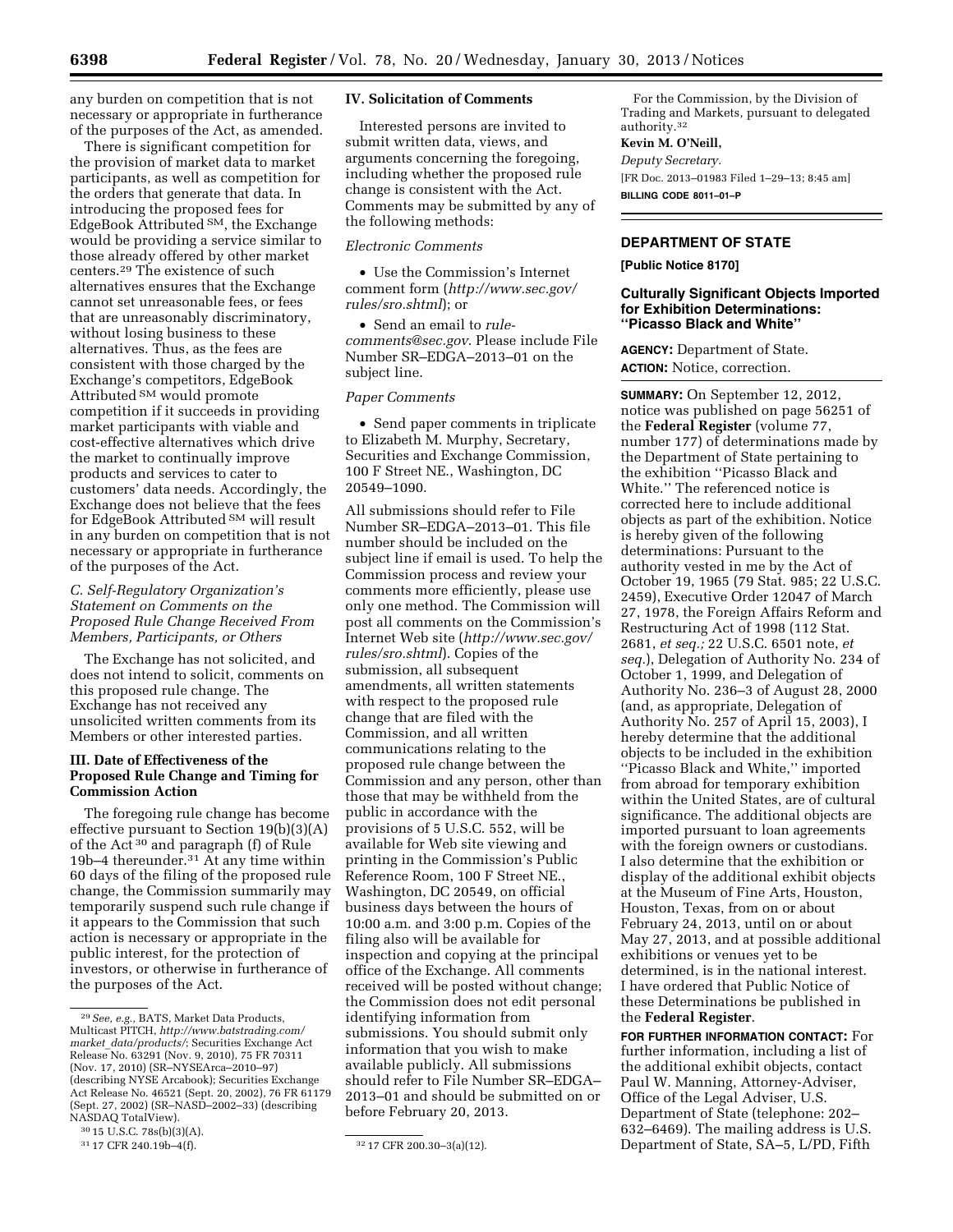any burden on competition that is not necessary or appropriate in furtherance of the purposes of the Act, as amended.

There is significant competition for the provision of market data to market participants, as well as competition for the orders that generate that data. In introducing the proposed fees for EdgeBook Attributed SM, the Exchange would be providing a service similar to those already offered by other market centers.[29] The existence of such alternatives ensures that the Exchange cannot set unreasonable fees, or fees that are unreasonably discriminatory, without losing business to these alternatives. Thus, as the fees are consistent with those charged by the Exchange's competitors, EdgeBook Attributed SM would promote competition if it succeeds in providing market participants with viable and cost-effective alternatives which drive the market to continually improve products and services to cater to customers' data needs. Accordingly, the Exchange does not believe that the fees for EdgeBook Attributed SM will result in any burden on competition that is not necessary or appropriate in furtherance of the purposes of the Act.

### *C. Self-Regulatory Organization's Statement on Comments on the Proposed Rule Change Received From Members, Participants, or Others*

The Exchange has not solicited, and does not intend to solicit, comments on this proposed rule change. The Exchange has not received any unsolicited written comments from its Members or other interested parties.

## III. Date of Effectiveness of the Proposed Rule Change and Timing for Commission Action

The foregoing rule change has become effective pursuant to Section 19(b)(3)(A) of the Act [30] and paragraph (f) of Rule 19b–4 thereunder.[31] At any time within 60 days of the filing of the proposed rule change, the Commission summarily may temporarily suspend such rule change if it appears to the Commission that such action is necessary or appropriate in the public interest, for the protection of investors, or otherwise in furtherance of the purposes of the Act.

## IV. Solicitation of Comments

Interested persons are invited to submit written data, views, and arguments concerning the foregoing, including whether the proposed rule change is consistent with the Act. Comments may be submitted by any of the following methods:

*Electronic Comments*

- Use the Commission's Internet comment form (*http://www.sec.gov/rules/sro.shtml*); or
- Send an email to *rule-comments@sec.gov*. Please include File Number SR–EDGA–2013–01 on the subject line.

*Paper Comments*

- Send paper comments in triplicate to Elizabeth M. Murphy, Secretary, Securities and Exchange Commission, 100 F Street NE., Washington, DC 20549–1090.

All submissions should refer to File Number SR–EDGA–2013–01. This file number should be included on the subject line if email is used. To help the Commission process and review your comments more efficiently, please use only one method. The Commission will post all comments on the Commission's Internet Web site (*http://www.sec.gov/rules/sro.shtml*). Copies of the submission, all subsequent amendments, all written statements with respect to the proposed rule change that are filed with the Commission, and all written communications relating to the proposed rule change between the Commission and any person, other than those that may be withheld from the public in accordance with the provisions of 5 U.S.C. 552, will be available for Web site viewing and printing in the Commission's Public Reference Room, 100 F Street NE., Washington, DC 20549, on official business days between the hours of 10:00 a.m. and 3:00 p.m. Copies of the filing also will be available for inspection and copying at the principal office of the Exchange. All comments received will be posted without change; the Commission does not edit personal identifying information from submissions. You should submit only information that you wish to make available publicly. All submissions should refer to File Number SR–EDGA–2013–01 and should be submitted on or before February 20, 2013.

For the Commission, by the Division of Trading and Markets, pursuant to delegated authority.[32]

**Kevin M. O'Neill,**

*Deputy Secretary.*

[FR Doc. 2013–01983 Filed 1–29–13; 8:45 am]

**BILLING CODE 8011–01–P**

---

[29] *See, e.g.,* BATS, Market Data Products, Multicast PITCH, *http://www.batstrading.com/market_data/products/*; Securities Exchange Act Release No. 63291 (Nov. 9, 2010), 75 FR 70311 (Nov. 17, 2010) (SR–NYSEArca–2010–97) (describing NYSE Arcabook); Securities Exchange Act Release No. 46521 (Sept. 20, 2002), 76 FR 61179 (Sept. 27, 2002) (SR–NASD–2002–33) (describing NASDAQ TotalView).

[30] 15 U.S.C. 78s(b)(3)(A).

[31] 17 CFR 240.19b–4(f).

[32] 17 CFR 200.30–3(a)(12).

---

# DEPARTMENT OF STATE

**[Public Notice 8170]**

## Culturally Significant Objects Imported for Exhibition Determinations: ''Picasso Black and White''

**AGENCY:** Department of State.

**ACTION:** Notice, correction.

**SUMMARY:** On September 12, 2012, notice was published on page 56251 of the **Federal Register** (volume 77, number 177) of determinations made by the Department of State pertaining to the exhibition ''Picasso Black and White.'' The referenced notice is corrected here to include additional objects as part of the exhibition. Notice is hereby given of the following determinations: Pursuant to the authority vested in me by the Act of October 19, 1965 (79 Stat. 985; 22 U.S.C. 2459), Executive Order 12047 of March 27, 1978, the Foreign Affairs Reform and Restructuring Act of 1998 (112 Stat. 2681, *et seq.;* 22 U.S.C. 6501 note, *et seq.*), Delegation of Authority No. 234 of October 1, 1999, and Delegation of Authority No. 236–3 of August 28, 2000 (and, as appropriate, Delegation of Authority No. 257 of April 15, 2003), I hereby determine that the additional objects to be included in the exhibition ''Picasso Black and White,'' imported from abroad for temporary exhibition within the United States, are of cultural significance. The additional objects are imported pursuant to loan agreements with the foreign owners or custodians. I also determine that the exhibition or display of the additional exhibit objects at the Museum of Fine Arts, Houston, Houston, Texas, from on or about February 24, 2013, until on or about May 27, 2013, and at possible additional exhibitions or venues yet to be determined, is in the national interest. I have ordered that Public Notice of these Determinations be published in the **Federal Register**.

**FOR FURTHER INFORMATION CONTACT:** For further information, including a list of the additional exhibit objects, contact Paul W. Manning, Attorney-Adviser, Office of the Legal Adviser, U.S. Department of State (telephone: 202–632–6469). The mailing address is U.S. Department of State, SA–5, L/PD, Fifth